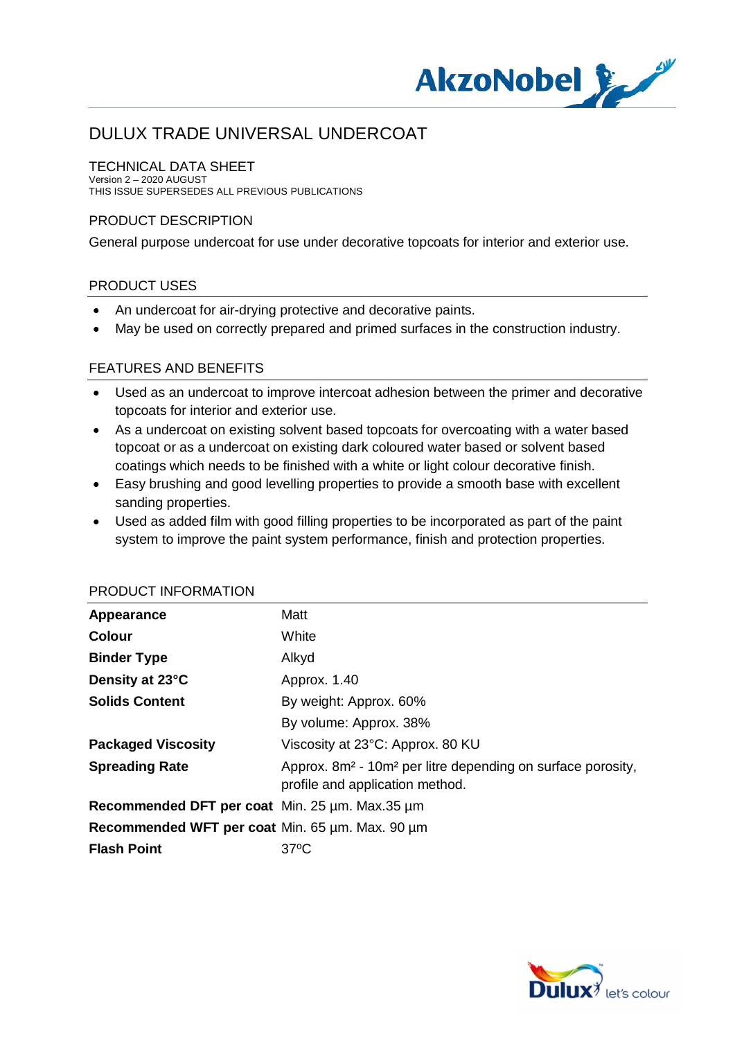# DULUX TRADE UNIVERSAL UNDERCOAT

TECHNICAL DATA SHEET
Version 2 – 2020 AUGUST
THIS ISSUE SUPERSEDES ALL PREVIOUS PUBLICATIONS

## PRODUCT DESCRIPTION

General purpose undercoat for use under decorative topcoats for interior and exterior use.

## PRODUCT USES

- An undercoat for air-drying protective and decorative paints.
- May be used on correctly prepared and primed surfaces in the construction industry.

## FEATURES AND BENEFITS

- Used as an undercoat to improve intercoat adhesion between the primer and decorative topcoats for interior and exterior use.
- As a undercoat on existing solvent based topcoats for overcoating with a water based topcoat or as a undercoat on existing dark coloured water based or solvent based coatings which needs to be finished with a white or light colour decorative finish.
- Easy brushing and good levelling properties to provide a smooth base with excellent sanding properties.
- Used as added film with good filling properties to be incorporated as part of the paint system to improve the paint system performance, finish and protection properties.

## PRODUCT INFORMATION

| | |
|---|---|
| **Appearance** | Matt |
| **Colour** | White |
| **Binder Type** | Alkyd |
| **Density at 23°C** | Approx. 1.40 |
| **Solids Content** | By weight: Approx. 60% |
| | By volume: Approx. 38% |
| **Packaged Viscosity** | Viscosity at 23°C: Approx. 80 KU |
| **Spreading Rate** | Approx. 8m² - 10m² per litre depending on surface porosity, profile and application method. |
| **Recommended DFT per coat** | Min. 25 µm. Max.35 µm |
| **Recommended WFT per coat** | Min. 65 µm. Max. 90 µm |
| **Flash Point** | 37ºC |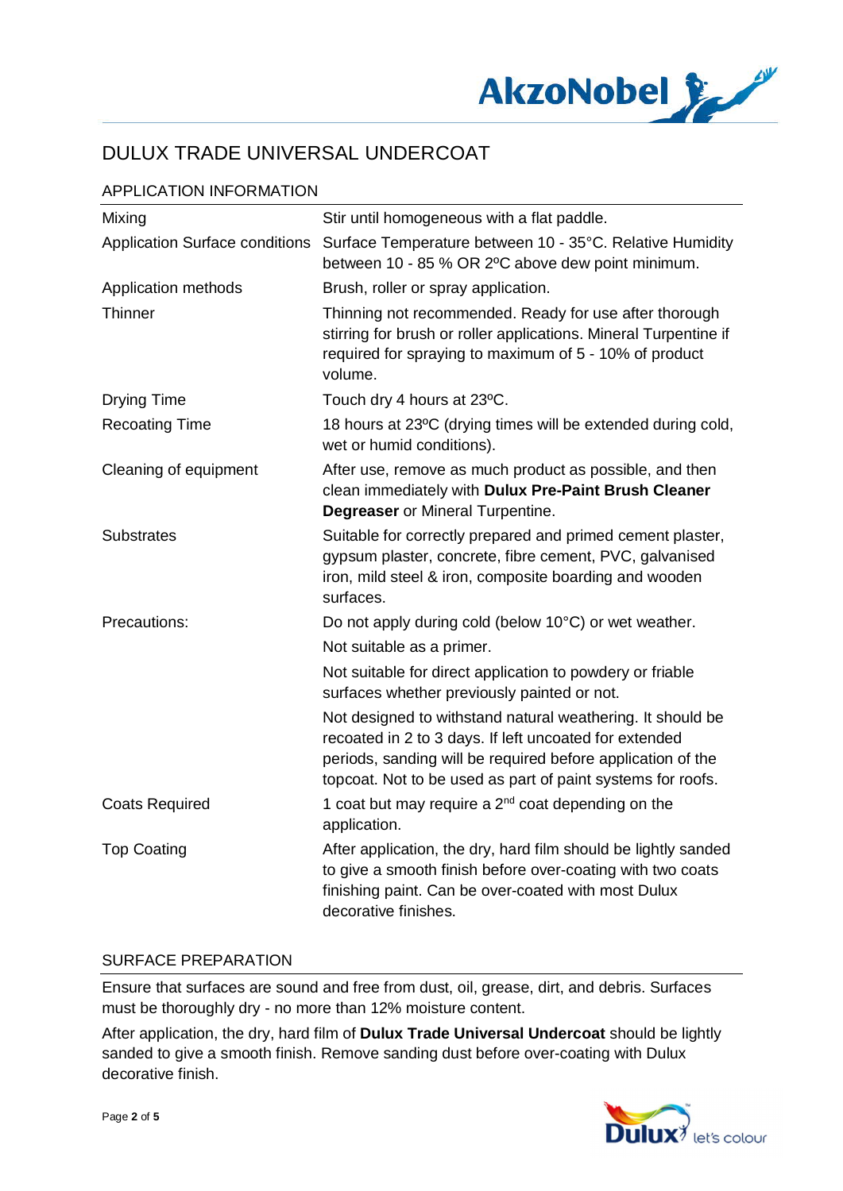# DULUX TRADE UNIVERSAL UNDERCOAT

## APPLICATION INFORMATION

| | |
|---|---|
| Mixing | Stir until homogeneous with a flat paddle. |
| Application Surface conditions | Surface Temperature between 10 - 35°C. Relative Humidity between 10 - 85 % OR 2ºC above dew point minimum. |
| Application methods | Brush, roller or spray application. |
| Thinner | Thinning not recommended. Ready for use after thorough stirring for brush or roller applications. Mineral Turpentine if required for spraying to maximum of 5 - 10% of product volume. |
| Drying Time | Touch dry 4 hours at 23ºC. |
| Recoating Time | 18 hours at 23ºC (drying times will be extended during cold, wet or humid conditions). |
| Cleaning of equipment | After use, remove as much product as possible, and then clean immediately with **Dulux Pre-Paint Brush Cleaner Degreaser** or Mineral Turpentine. |
| Substrates | Suitable for correctly prepared and primed cement plaster, gypsum plaster, concrete, fibre cement, PVC, galvanised iron, mild steel & iron, composite boarding and wooden surfaces. |
| Precautions: | Do not apply during cold (below 10°C) or wet weather.<br>Not suitable as a primer.<br>Not suitable for direct application to powdery or friable surfaces whether previously painted or not.<br>Not designed to withstand natural weathering. It should be recoated in 2 to 3 days. If left uncoated for extended periods, sanding will be required before application of the topcoat. Not to be used as part of paint systems for roofs. |
| Coats Required | 1 coat but may require a 2nd coat depending on the application. |
| Top Coating | After application, the dry, hard film should be lightly sanded to give a smooth finish before over-coating with two coats finishing paint. Can be over-coated with most Dulux decorative finishes. |

## SURFACE PREPARATION

Ensure that surfaces are sound and free from dust, oil, grease, dirt, and debris. Surfaces must be thoroughly dry - no more than 12% moisture content.

After application, the dry, hard film of **Dulux Trade Universal Undercoat** should be lightly sanded to give a smooth finish. Remove sanding dust before over-coating with Dulux decorative finish.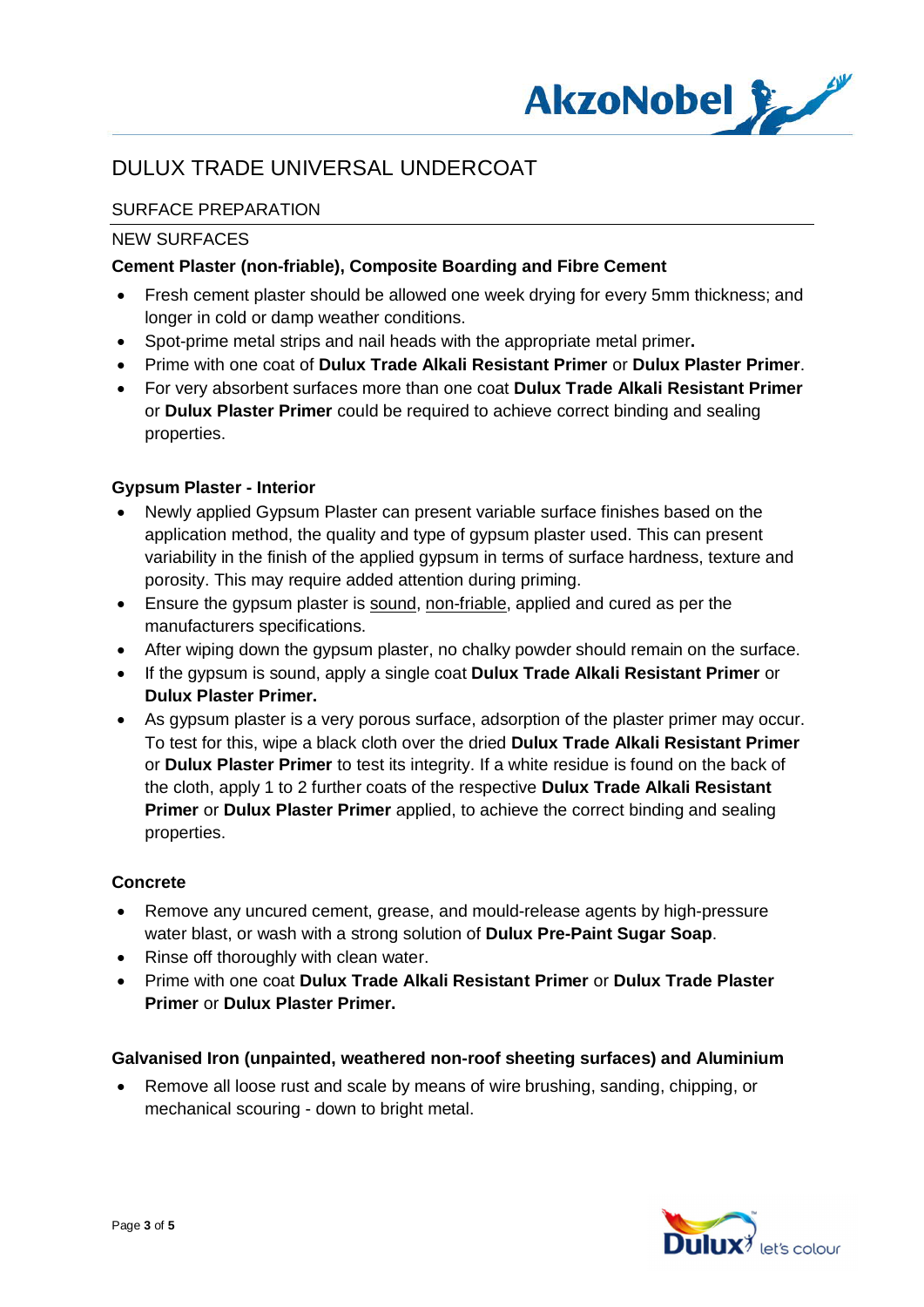# DULUX TRADE UNIVERSAL UNDERCOAT

## SURFACE PREPARATION

### NEW SURFACES

**Cement Plaster (non-friable), Composite Boarding and Fibre Cement**

- Fresh cement plaster should be allowed one week drying for every 5mm thickness; and longer in cold or damp weather conditions.
- Spot-prime metal strips and nail heads with the appropriate metal primer**.**
- Prime with one coat of **Dulux Trade Alkali Resistant Primer** or **Dulux Plaster Primer**.
- For very absorbent surfaces more than one coat **Dulux Trade Alkali Resistant Primer** or **Dulux Plaster Primer** could be required to achieve correct binding and sealing properties.

**Gypsum Plaster - Interior**

- Newly applied Gypsum Plaster can present variable surface finishes based on the application method, the quality and type of gypsum plaster used. This can present variability in the finish of the applied gypsum in terms of surface hardness, texture and porosity. This may require added attention during priming.
- Ensure the gypsum plaster is sound, non-friable, applied and cured as per the manufacturers specifications.
- After wiping down the gypsum plaster, no chalky powder should remain on the surface.
- If the gypsum is sound, apply a single coat **Dulux Trade Alkali Resistant Primer** or **Dulux Plaster Primer.**
- As gypsum plaster is a very porous surface, adsorption of the plaster primer may occur. To test for this, wipe a black cloth over the dried **Dulux Trade Alkali Resistant Primer** or **Dulux Plaster Primer** to test its integrity. If a white residue is found on the back of the cloth, apply 1 to 2 further coats of the respective **Dulux Trade Alkali Resistant Primer** or **Dulux Plaster Primer** applied, to achieve the correct binding and sealing properties.

**Concrete**

- Remove any uncured cement, grease, and mould-release agents by high-pressure water blast, or wash with a strong solution of **Dulux Pre-Paint Sugar Soap**.
- Rinse off thoroughly with clean water.
- Prime with one coat **Dulux Trade Alkali Resistant Primer** or **Dulux Trade Plaster Primer** or **Dulux Plaster Primer.**

**Galvanised Iron (unpainted, weathered non-roof sheeting surfaces) and Aluminium**

- Remove all loose rust and scale by means of wire brushing, sanding, chipping, or mechanical scouring - down to bright metal.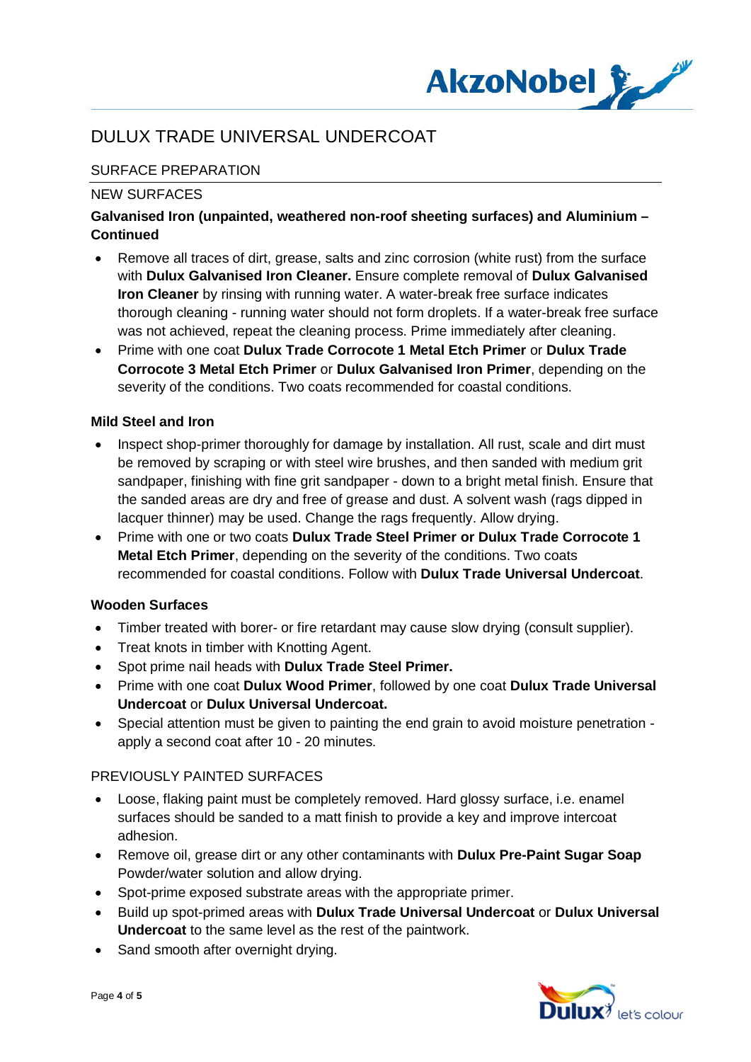# DULUX TRADE UNIVERSAL UNDERCOAT

## SURFACE PREPARATION

### NEW SURFACES

**Galvanised Iron (unpainted, weathered non-roof sheeting surfaces) and Aluminium – Continued**

- Remove all traces of dirt, grease, salts and zinc corrosion (white rust) from the surface with **Dulux Galvanised Iron Cleaner.** Ensure complete removal of **Dulux Galvanised Iron Cleaner** by rinsing with running water. A water-break free surface indicates thorough cleaning - running water should not form droplets. If a water-break free surface was not achieved, repeat the cleaning process. Prime immediately after cleaning.
- Prime with one coat **Dulux Trade Corrocote 1 Metal Etch Primer** or **Dulux Trade Corrocote 3 Metal Etch Primer** or **Dulux Galvanised Iron Primer**, depending on the severity of the conditions. Two coats recommended for coastal conditions.

**Mild Steel and Iron**

- Inspect shop-primer thoroughly for damage by installation. All rust, scale and dirt must be removed by scraping or with steel wire brushes, and then sanded with medium grit sandpaper, finishing with fine grit sandpaper - down to a bright metal finish. Ensure that the sanded areas are dry and free of grease and dust. A solvent wash (rags dipped in lacquer thinner) may be used. Change the rags frequently. Allow drying.
- Prime with one or two coats **Dulux Trade Steel Primer or Dulux Trade Corrocote 1 Metal Etch Primer**, depending on the severity of the conditions. Two coats recommended for coastal conditions. Follow with **Dulux Trade Universal Undercoat**.

**Wooden Surfaces**

- Timber treated with borer- or fire retardant may cause slow drying (consult supplier).
- Treat knots in timber with Knotting Agent.
- Spot prime nail heads with **Dulux Trade Steel Primer.**
- Prime with one coat **Dulux Wood Primer**, followed by one coat **Dulux Trade Universal Undercoat** or **Dulux Universal Undercoat.**
- Special attention must be given to painting the end grain to avoid moisture penetration - apply a second coat after 10 - 20 minutes.

### PREVIOUSLY PAINTED SURFACES

- Loose, flaking paint must be completely removed. Hard glossy surface, i.e. enamel surfaces should be sanded to a matt finish to provide a key and improve intercoat adhesion.
- Remove oil, grease dirt or any other contaminants with **Dulux Pre-Paint Sugar Soap** Powder/water solution and allow drying.
- Spot-prime exposed substrate areas with the appropriate primer.
- Build up spot-primed areas with **Dulux Trade Universal Undercoat** or **Dulux Universal Undercoat** to the same level as the rest of the paintwork.
- Sand smooth after overnight drying.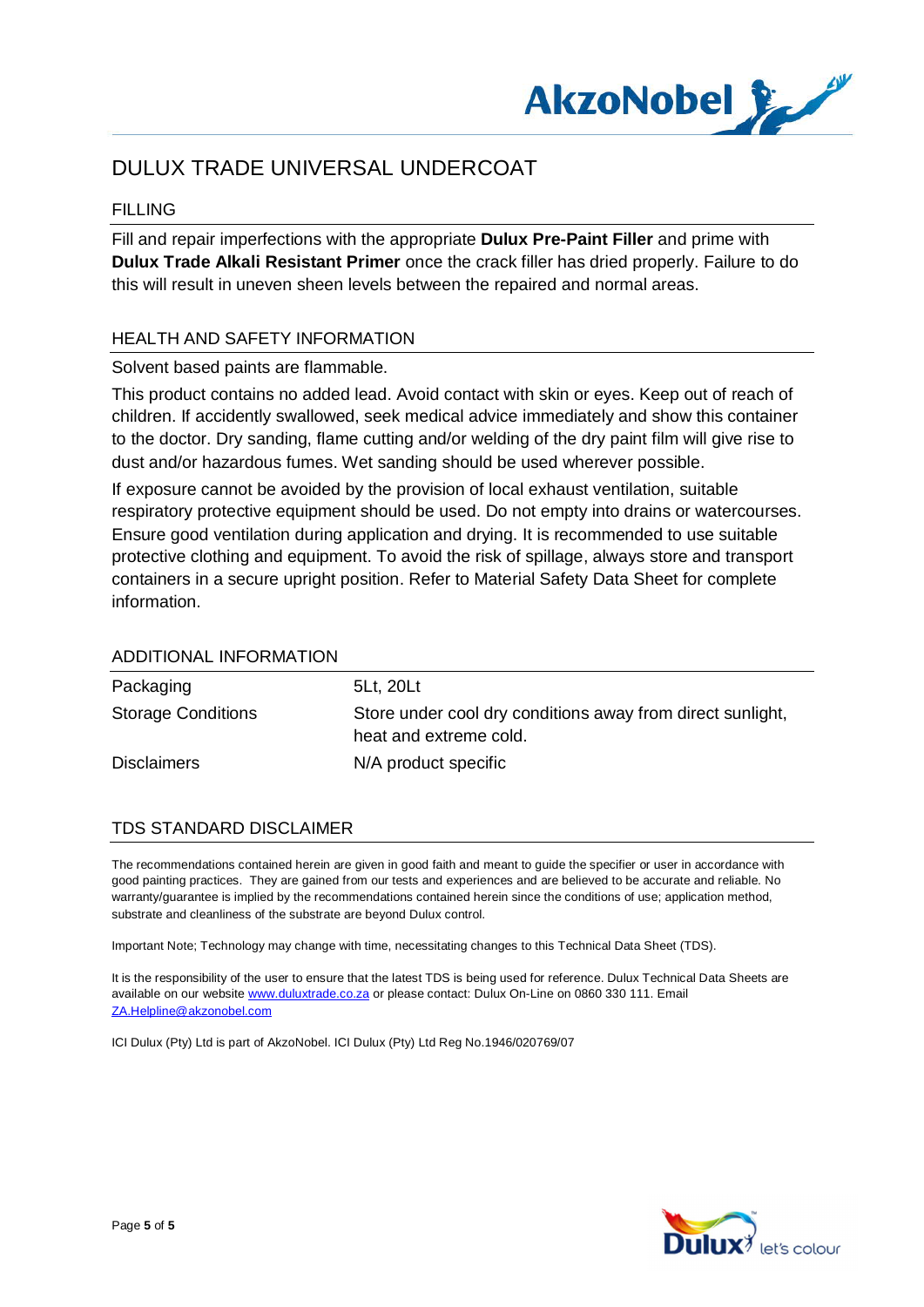# DULUX TRADE UNIVERSAL UNDERCOAT

## FILLING

Fill and repair imperfections with the appropriate **Dulux Pre-Paint Filler** and prime with **Dulux Trade Alkali Resistant Primer** once the crack filler has dried properly. Failure to do this will result in uneven sheen levels between the repaired and normal areas.

## HEALTH AND SAFETY INFORMATION

Solvent based paints are flammable.

This product contains no added lead. Avoid contact with skin or eyes. Keep out of reach of children. If accidently swallowed, seek medical advice immediately and show this container to the doctor. Dry sanding, flame cutting and/or welding of the dry paint film will give rise to dust and/or hazardous fumes. Wet sanding should be used wherever possible.

If exposure cannot be avoided by the provision of local exhaust ventilation, suitable respiratory protective equipment should be used. Do not empty into drains or watercourses. Ensure good ventilation during application and drying. It is recommended to use suitable protective clothing and equipment. To avoid the risk of spillage, always store and transport containers in a secure upright position. Refer to Material Safety Data Sheet for complete information.

## ADDITIONAL INFORMATION

| | |
|---|---|
| Packaging | 5Lt, 20Lt |
| Storage Conditions | Store under cool dry conditions away from direct sunlight, heat and extreme cold. |
| Disclaimers | N/A product specific |

## TDS STANDARD DISCLAIMER

The recommendations contained herein are given in good faith and meant to guide the specifier or user in accordance with good painting practices. They are gained from our tests and experiences and are believed to be accurate and reliable. No warranty/guarantee is implied by the recommendations contained herein since the conditions of use; application method, substrate and cleanliness of the substrate are beyond Dulux control.

Important Note; Technology may change with time, necessitating changes to this Technical Data Sheet (TDS).

It is the responsibility of the user to ensure that the latest TDS is being used for reference. Dulux Technical Data Sheets are available on our website www.duluxtrade.co.za or please contact: Dulux On-Line on 0860 330 111. Email ZA.Helpline@akzonobel.com

ICI Dulux (Pty) Ltd is part of AkzoNobel. ICI Dulux (Pty) Ltd Reg No.1946/020769/07